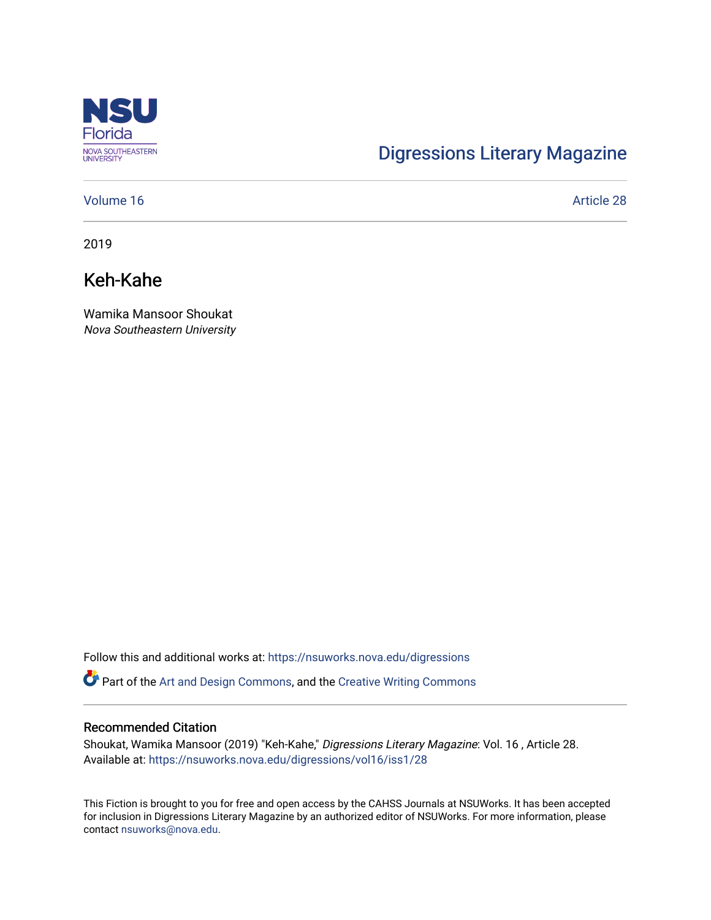Digressions Literary Magazine

Volume 16 | Article 28

2019

# Keh-Kahe

Wamika Mansoor Shoukat
*Nova Southeastern University*

Follow this and additional works at: https://nsuworks.nova.edu/digressions

Part of the Art and Design Commons, and the Creative Writing Commons

## Recommended Citation

Shoukat, Wamika Mansoor (2019) "Keh-Kahe," *Digressions Literary Magazine*: Vol. 16 , Article 28.
Available at: https://nsuworks.nova.edu/digressions/vol16/iss1/28

This Fiction is brought to you for free and open access by the CAHSS Journals at NSUWorks. It has been accepted for inclusion in Digressions Literary Magazine by an authorized editor of NSUWorks. For more information, please contact nsuworks@nova.edu.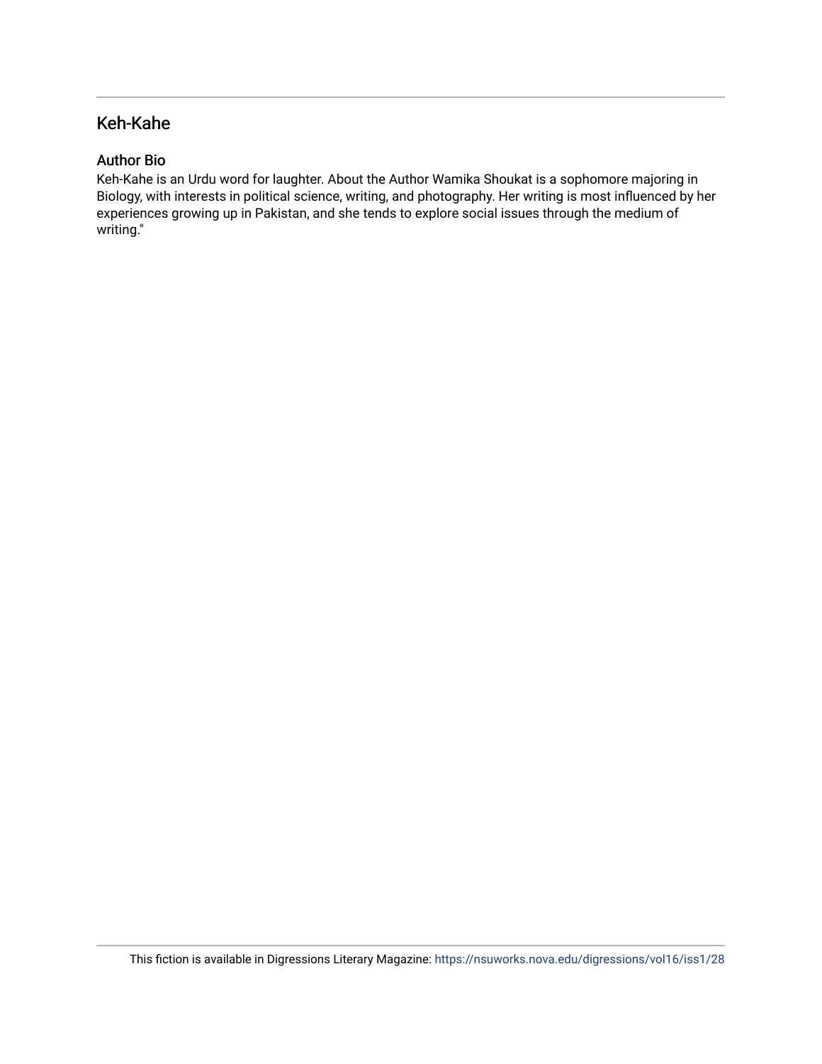## Keh-Kahe

### Author Bio

Keh-Kahe is an Urdu word for laughter. About the Author Wamika Shoukat is a sophomore majoring in Biology, with interests in political science, writing, and photography. Her writing is most influenced by her experiences growing up in Pakistan, and she tends to explore social issues through the medium of writing."

This fiction is available in Digressions Literary Magazine: https://nsuworks.nova.edu/digressions/vol16/iss1/28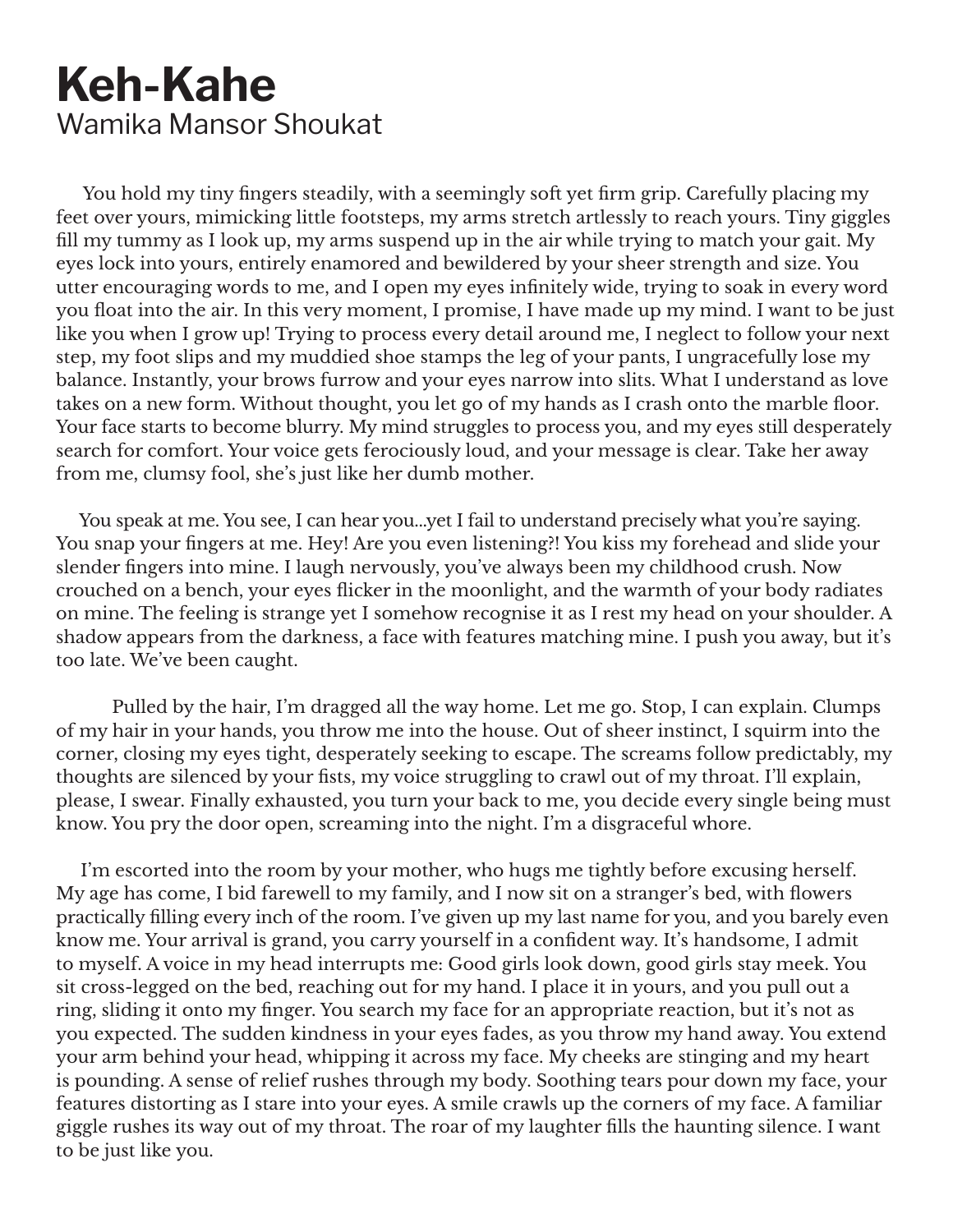# Keh-Kahe

Wamika Mansor Shoukat

You hold my tiny fingers steadily, with a seemingly soft yet firm grip. Carefully placing my feet over yours, mimicking little footsteps, my arms stretch artlessly to reach yours. Tiny giggles fill my tummy as I look up, my arms suspend up in the air while trying to match your gait. My eyes lock into yours, entirely enamored and bewildered by your sheer strength and size. You utter encouraging words to me, and I open my eyes infinitely wide, trying to soak in every word you float into the air. In this very moment, I promise, I have made up my mind. I want to be just like you when I grow up! Trying to process every detail around me, I neglect to follow your next step, my foot slips and my muddied shoe stamps the leg of your pants, I ungracefully lose my balance. Instantly, your brows furrow and your eyes narrow into slits. What I understand as love takes on a new form. Without thought, you let go of my hands as I crash onto the marble floor. Your face starts to become blurry. My mind struggles to process you, and my eyes still desperately search for comfort. Your voice gets ferociously loud, and your message is clear. Take her away from me, clumsy fool, she's just like her dumb mother.

You speak at me. You see, I can hear you...yet I fail to understand precisely what you're saying. You snap your fingers at me. Hey! Are you even listening?! You kiss my forehead and slide your slender fingers into mine. I laugh nervously, you've always been my childhood crush. Now crouched on a bench, your eyes flicker in the moonlight, and the warmth of your body radiates on mine. The feeling is strange yet I somehow recognise it as I rest my head on your shoulder. A shadow appears from the darkness, a face with features matching mine. I push you away, but it's too late. We've been caught.

Pulled by the hair, I'm dragged all the way home. Let me go. Stop, I can explain. Clumps of my hair in your hands, you throw me into the house. Out of sheer instinct, I squirm into the corner, closing my eyes tight, desperately seeking to escape. The screams follow predictably, my thoughts are silenced by your fists, my voice struggling to crawl out of my throat. I'll explain, please, I swear. Finally exhausted, you turn your back to me, you decide every single being must know. You pry the door open, screaming into the night. I'm a disgraceful whore.

I'm escorted into the room by your mother, who hugs me tightly before excusing herself. My age has come, I bid farewell to my family, and I now sit on a stranger's bed, with flowers practically filling every inch of the room. I've given up my last name for you, and you barely even know me. Your arrival is grand, you carry yourself in a confident way. It's handsome, I admit to myself. A voice in my head interrupts me: Good girls look down, good girls stay meek. You sit cross-legged on the bed, reaching out for my hand. I place it in yours, and you pull out a ring, sliding it onto my finger. You search my face for an appropriate reaction, but it's not as you expected. The sudden kindness in your eyes fades, as you throw my hand away. You extend your arm behind your head, whipping it across my face. My cheeks are stinging and my heart is pounding. A sense of relief rushes through my body. Soothing tears pour down my face, your features distorting as I stare into your eyes. A smile crawls up the corners of my face. A familiar giggle rushes its way out of my throat. The roar of my laughter fills the haunting silence. I want to be just like you.